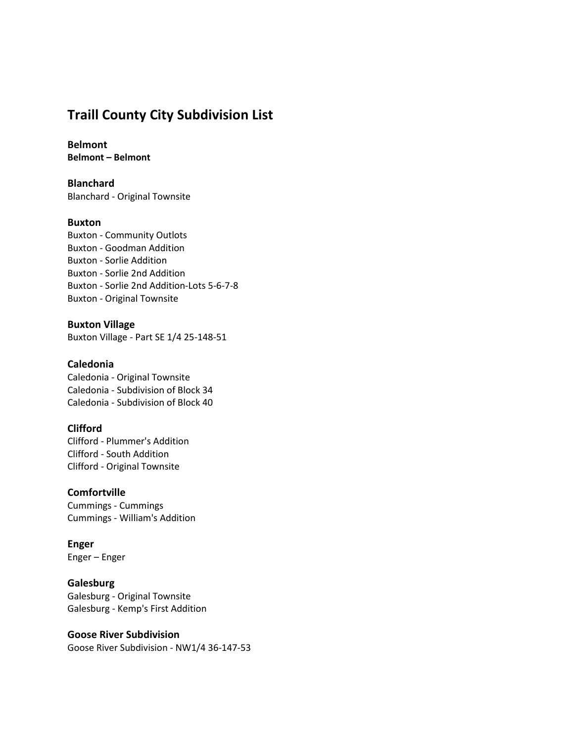# Traill County City Subdivision List

**Belmont**
**Belmont – Belmont**

**Blanchard**
Blanchard - Original Townsite

**Buxton**
Buxton - Community Outlots
Buxton - Goodman Addition
Buxton - Sorlie Addition
Buxton - Sorlie 2nd Addition
Buxton - Sorlie 2nd Addition-Lots 5-6-7-8
Buxton - Original Townsite

**Buxton Village**
Buxton Village - Part SE 1/4 25-148-51

**Caledonia**
Caledonia - Original Townsite
Caledonia - Subdivision of Block 34
Caledonia - Subdivision of Block 40

**Clifford**
Clifford - Plummer's Addition
Clifford - South Addition
Clifford - Original Townsite

**Comfortville**
Cummings - Cummings
Cummings - William's Addition

**Enger**
Enger – Enger

**Galesburg**
Galesburg - Original Townsite
Galesburg - Kemp's First Addition

**Goose River Subdivision**
Goose River Subdivision - NW1/4 36-147-53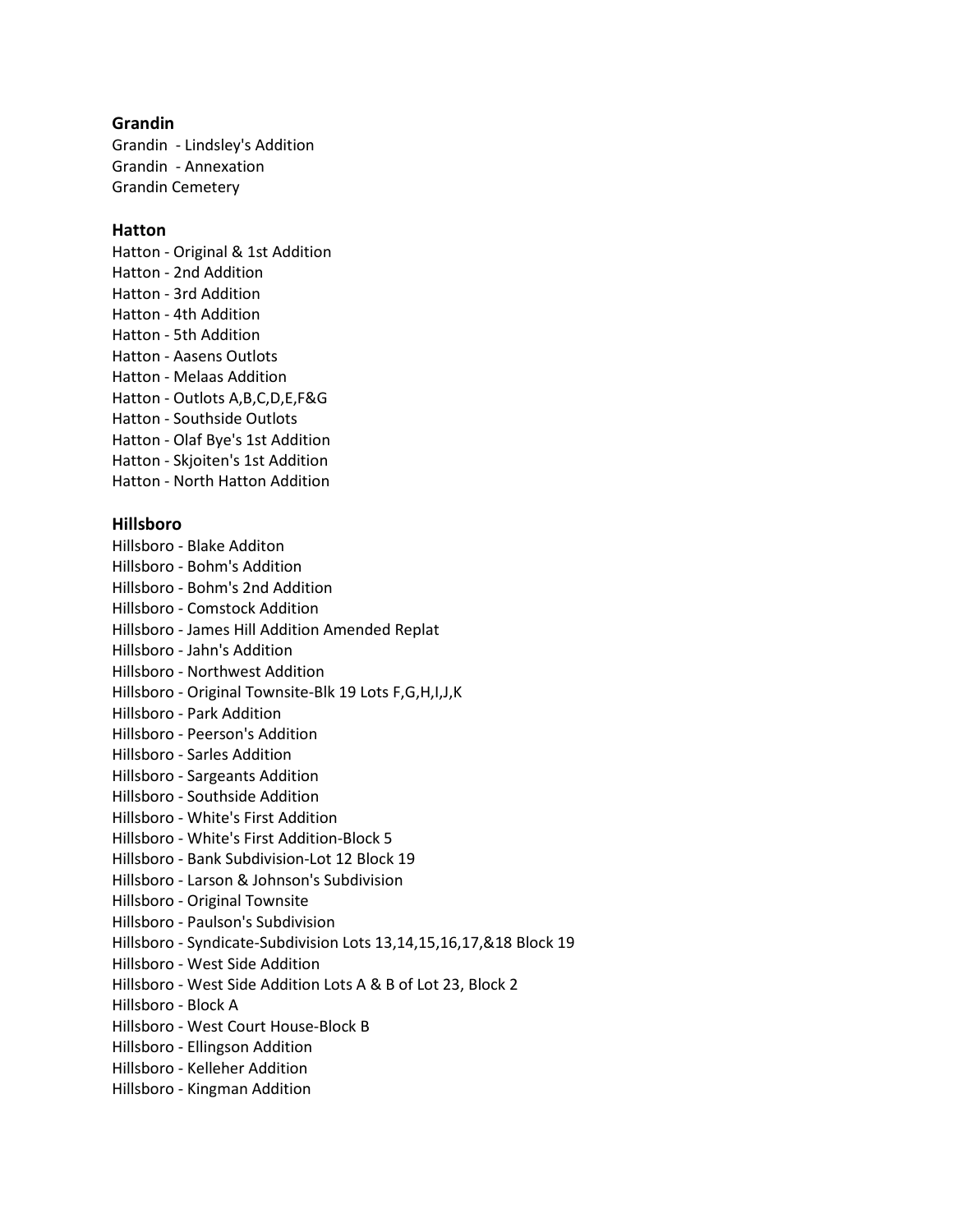**Grandin**

Grandin - Lindsley's Addition
Grandin - Annexation
Grandin Cemetery

**Hatton**

Hatton - Original & 1st Addition
Hatton - 2nd Addition
Hatton - 3rd Addition
Hatton - 4th Addition
Hatton - 5th Addition
Hatton - Aasens Outlots
Hatton - Melaas Addition
Hatton - Outlots A,B,C,D,E,F&G
Hatton - Southside Outlots
Hatton - Olaf Bye's 1st Addition
Hatton - Skjoiten's 1st Addition
Hatton - North Hatton Addition

**Hillsboro**

Hillsboro - Blake Additon
Hillsboro - Bohm's Addition
Hillsboro - Bohm's 2nd Addition
Hillsboro - Comstock Addition
Hillsboro - James Hill Addition Amended Replat
Hillsboro - Jahn's Addition
Hillsboro - Northwest Addition
Hillsboro - Original Townsite-Blk 19 Lots F,G,H,I,J,K
Hillsboro - Park Addition
Hillsboro - Peerson's Addition
Hillsboro - Sarles Addition
Hillsboro - Sargeants Addition
Hillsboro - Southside Addition
Hillsboro - White's First Addition
Hillsboro - White's First Addition-Block 5
Hillsboro - Bank Subdivision-Lot 12 Block 19
Hillsboro - Larson & Johnson's Subdivision
Hillsboro - Original Townsite
Hillsboro - Paulson's Subdivision
Hillsboro - Syndicate-Subdivision Lots 13,14,15,16,17,&18 Block 19
Hillsboro - West Side Addition
Hillsboro - West Side Addition Lots A & B of Lot 23, Block 2
Hillsboro - Block A
Hillsboro - West Court House-Block B
Hillsboro - Ellingson Addition
Hillsboro - Kelleher Addition
Hillsboro - Kingman Addition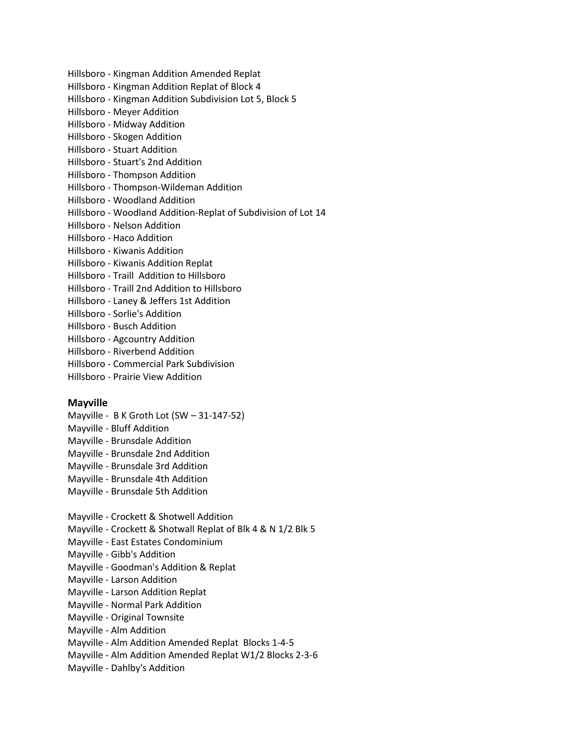Hillsboro - Kingman Addition Amended Replat
Hillsboro - Kingman Addition Replat of Block 4
Hillsboro - Kingman Addition Subdivision Lot 5, Block 5
Hillsboro - Meyer Addition
Hillsboro - Midway Addition
Hillsboro - Skogen Addition
Hillsboro - Stuart Addition
Hillsboro - Stuart's 2nd Addition
Hillsboro - Thompson Addition
Hillsboro - Thompson-Wildeman Addition
Hillsboro - Woodland Addition
Hillsboro - Woodland Addition-Replat of Subdivision of Lot 14
Hillsboro - Nelson Addition
Hillsboro - Haco Addition
Hillsboro - Kiwanis Addition
Hillsboro - Kiwanis Addition Replat
Hillsboro - Traill Addition to Hillsboro
Hillsboro - Traill 2nd Addition to Hillsboro
Hillsboro - Laney & Jeffers 1st Addition
Hillsboro - Sorlie's Addition
Hillsboro - Busch Addition
Hillsboro - Agcountry Addition
Hillsboro - Riverbend Addition
Hillsboro - Commercial Park Subdivision
Hillsboro - Prairie View Addition

### Mayville

Mayville - B K Groth Lot (SW – 31-147-52)
Mayville - Bluff Addition
Mayville - Brunsdale Addition
Mayville - Brunsdale 2nd Addition
Mayville - Brunsdale 3rd Addition
Mayville - Brunsdale 4th Addition
Mayville - Brunsdale 5th Addition

Mayville - Crockett & Shotwell Addition
Mayville - Crockett & Shotwall Replat of Blk 4 & N 1/2 Blk 5
Mayville - East Estates Condominium
Mayville - Gibb's Addition
Mayville - Goodman's Addition & Replat
Mayville - Larson Addition
Mayville - Larson Addition Replat
Mayville - Normal Park Addition
Mayville - Original Townsite
Mayville - Alm Addition
Mayville - Alm Addition Amended Replat Blocks 1-4-5
Mayville - Alm Addition Amended Replat W1/2 Blocks 2-3-6
Mayville - Dahlby's Addition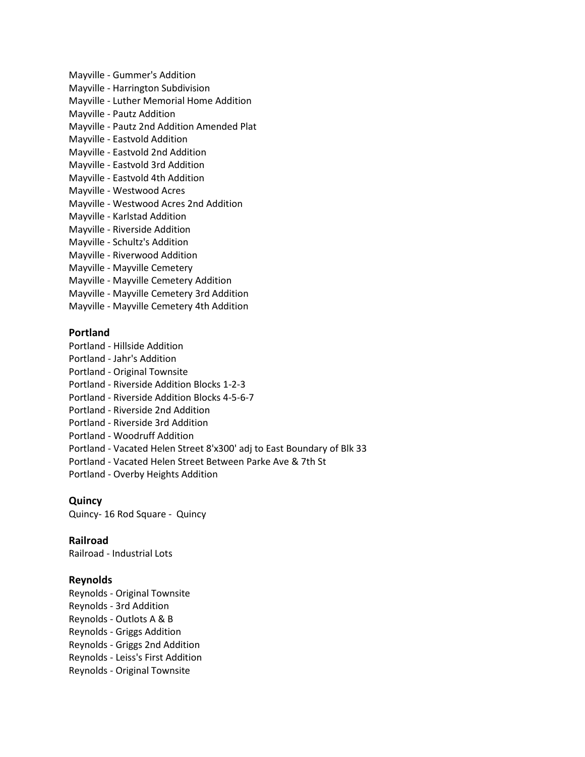Mayville - Gummer's Addition
Mayville - Harrington Subdivision
Mayville - Luther Memorial Home Addition
Mayville - Pautz Addition
Mayville - Pautz 2nd Addition Amended Plat
Mayville - Eastvold Addition
Mayville - Eastvold 2nd Addition
Mayville - Eastvold 3rd Addition
Mayville - Eastvold 4th Addition
Mayville - Westwood Acres
Mayville - Westwood Acres 2nd Addition
Mayville - Karlstad Addition
Mayville - Riverside Addition
Mayville - Schultz's Addition
Mayville - Riverwood Addition
Mayville - Mayville Cemetery
Mayville - Mayville Cemetery Addition
Mayville - Mayville Cemetery 3rd Addition
Mayville - Mayville Cemetery 4th Addition

### Portland

Portland - Hillside Addition
Portland - Jahr's Addition
Portland - Original Townsite
Portland - Riverside Addition Blocks 1-2-3
Portland - Riverside Addition Blocks 4-5-6-7
Portland - Riverside 2nd Addition
Portland - Riverside 3rd Addition
Portland - Woodruff Addition
Portland - Vacated Helen Street 8'x300' adj to East Boundary of Blk 33
Portland - Vacated Helen Street Between Parke Ave & 7th St
Portland - Overby Heights Addition

### Quincy

Quincy- 16 Rod Square - Quincy

### Railroad

Railroad - Industrial Lots

### Reynolds

Reynolds - Original Townsite
Reynolds - 3rd Addition
Reynolds - Outlots A & B
Reynolds - Griggs Addition
Reynolds - Griggs 2nd Addition
Reynolds - Leiss's First Addition
Reynolds - Original Townsite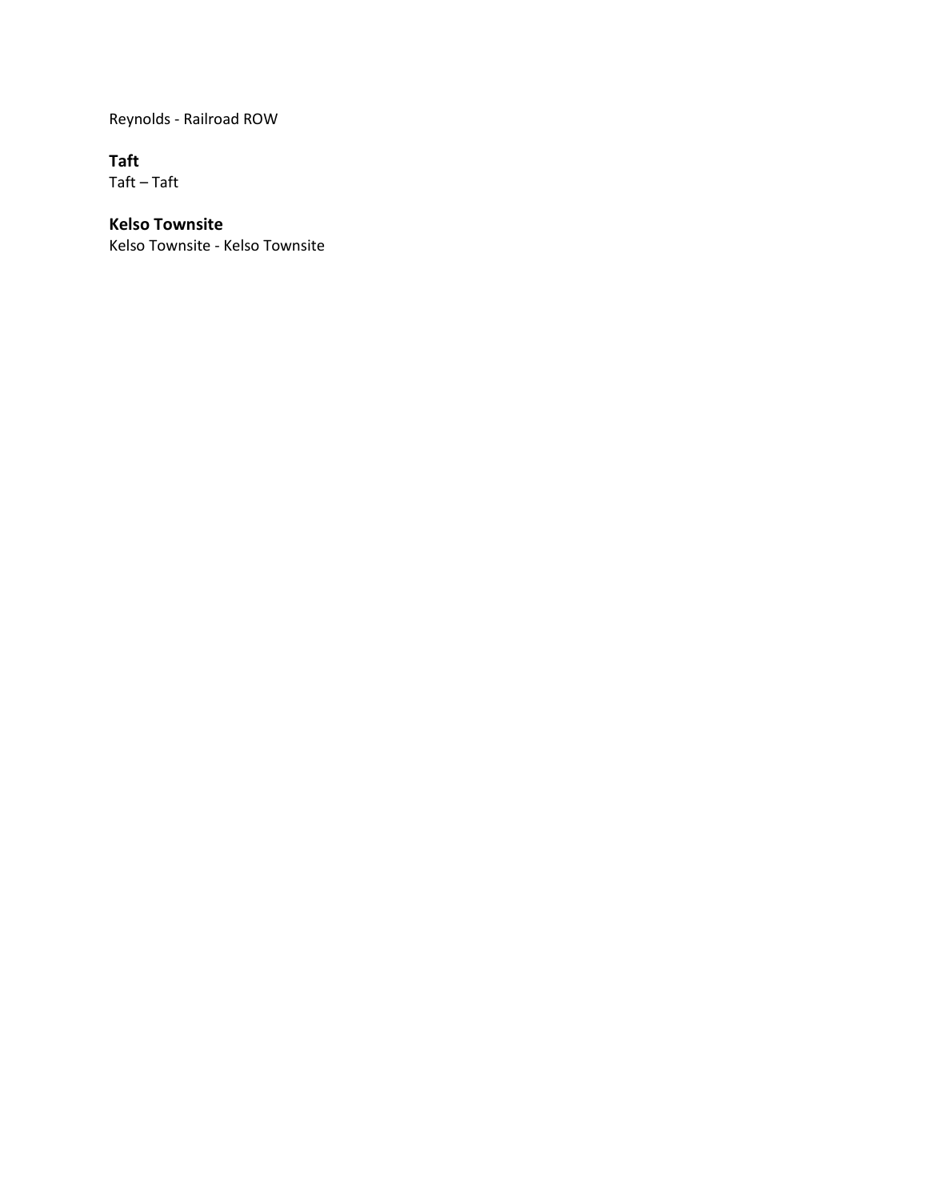Reynolds - Railroad ROW

**Taft**

Taft – Taft

**Kelso Townsite**

Kelso Townsite - Kelso Townsite